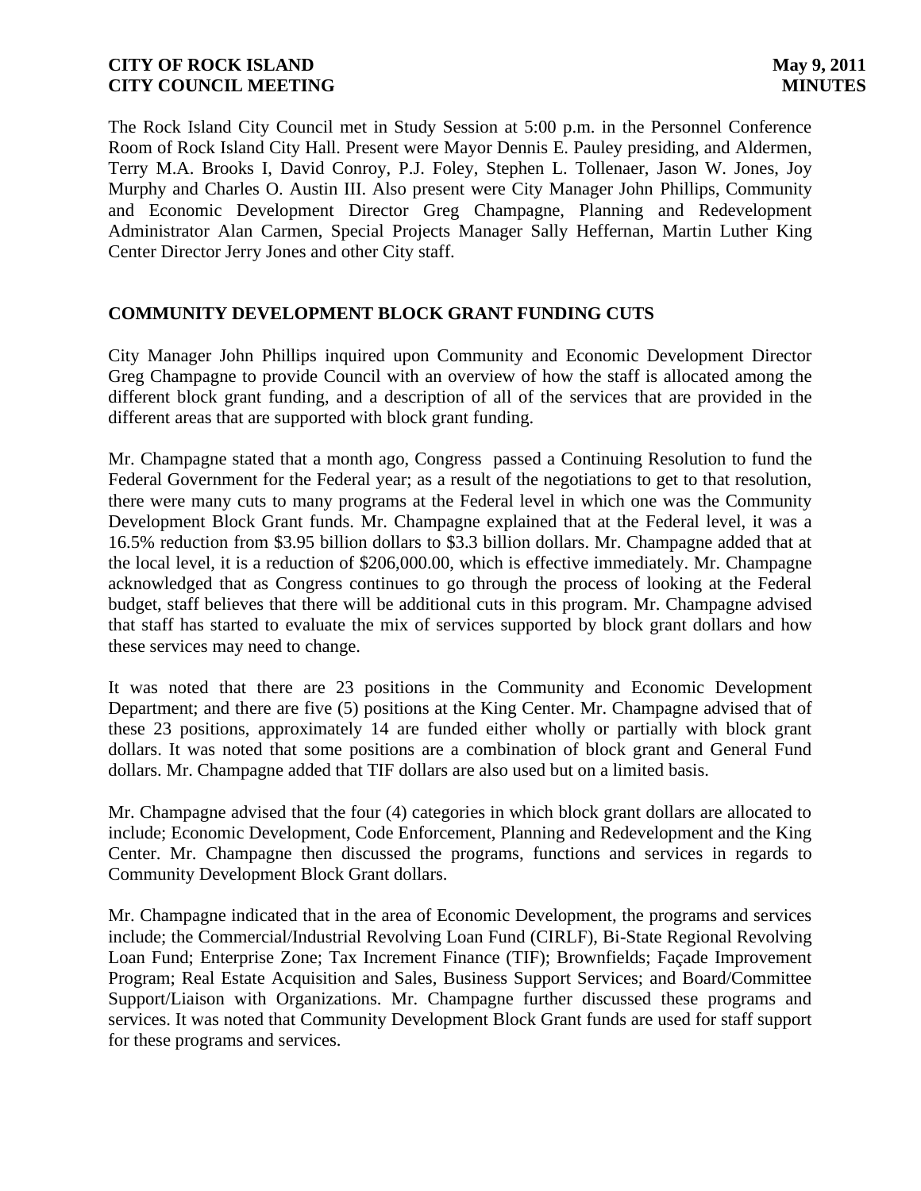The Rock Island City Council met in Study Session at 5:00 p.m. in the Personnel Conference Room of Rock Island City Hall. Present were Mayor Dennis E. Pauley presiding, and Aldermen, Terry M.A. Brooks I, David Conroy, P.J. Foley, Stephen L. Tollenaer, Jason W. Jones, Joy Murphy and Charles O. Austin III. Also present were City Manager John Phillips, Community and Economic Development Director Greg Champagne, Planning and Redevelopment Administrator Alan Carmen, Special Projects Manager Sally Heffernan, Martin Luther King Center Director Jerry Jones and other City staff.

## COMMUNITY DEVELOPMENT BLOCK GRANT FUNDING CUTS

City Manager John Phillips inquired upon Community and Economic Development Director Greg Champagne to provide Council with an overview of how the staff is allocated among the different block grant funding, and a description of all of the services that are provided in the different areas that are supported with block grant funding.

Mr. Champagne stated that a month ago, Congress passed a Continuing Resolution to fund the Federal Government for the Federal year; as a result of the negotiations to get to that resolution, there were many cuts to many programs at the Federal level in which one was the Community Development Block Grant funds. Mr. Champagne explained that at the Federal level, it was a 16.5% reduction from $3.95 billion dollars to $3.3 billion dollars. Mr. Champagne added that at the local level, it is a reduction of $206,000.00, which is effective immediately. Mr. Champagne acknowledged that as Congress continues to go through the process of looking at the Federal budget, staff believes that there will be additional cuts in this program. Mr. Champagne advised that staff has started to evaluate the mix of services supported by block grant dollars and how these services may need to change.

It was noted that there are 23 positions in the Community and Economic Development Department; and there are five (5) positions at the King Center. Mr. Champagne advised that of these 23 positions, approximately 14 are funded either wholly or partially with block grant dollars. It was noted that some positions are a combination of block grant and General Fund dollars. Mr. Champagne added that TIF dollars are also used but on a limited basis.

Mr. Champagne advised that the four (4) categories in which block grant dollars are allocated to include; Economic Development, Code Enforcement, Planning and Redevelopment and the King Center. Mr. Champagne then discussed the programs, functions and services in regards to Community Development Block Grant dollars.

Mr. Champagne indicated that in the area of Economic Development, the programs and services include; the Commercial/Industrial Revolving Loan Fund (CIRLF), Bi-State Regional Revolving Loan Fund; Enterprise Zone; Tax Increment Finance (TIF); Brownfields; Façade Improvement Program; Real Estate Acquisition and Sales, Business Support Services; and Board/Committee Support/Liaison with Organizations. Mr. Champagne further discussed these programs and services. It was noted that Community Development Block Grant funds are used for staff support for these programs and services.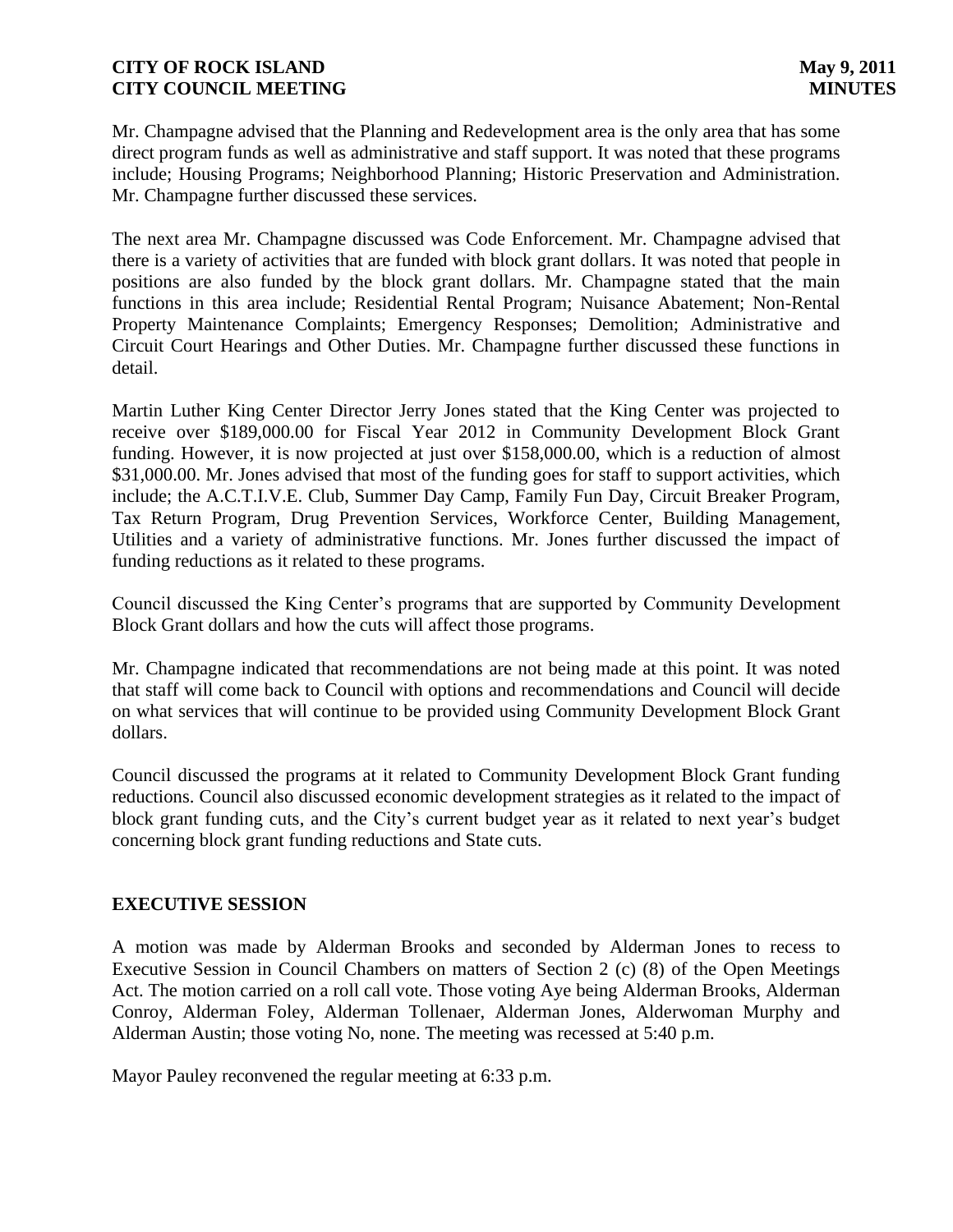Mr. Champagne advised that the Planning and Redevelopment area is the only area that has some direct program funds as well as administrative and staff support. It was noted that these programs include; Housing Programs; Neighborhood Planning; Historic Preservation and Administration. Mr. Champagne further discussed these services.

The next area Mr. Champagne discussed was Code Enforcement. Mr. Champagne advised that there is a variety of activities that are funded with block grant dollars. It was noted that people in positions are also funded by the block grant dollars. Mr. Champagne stated that the main functions in this area include; Residential Rental Program; Nuisance Abatement; Non-Rental Property Maintenance Complaints; Emergency Responses; Demolition; Administrative and Circuit Court Hearings and Other Duties. Mr. Champagne further discussed these functions in detail.

Martin Luther King Center Director Jerry Jones stated that the King Center was projected to receive over $189,000.00 for Fiscal Year 2012 in Community Development Block Grant funding. However, it is now projected at just over $158,000.00, which is a reduction of almost $31,000.00. Mr. Jones advised that most of the funding goes for staff to support activities, which include; the A.C.T.I.V.E. Club, Summer Day Camp, Family Fun Day, Circuit Breaker Program, Tax Return Program, Drug Prevention Services, Workforce Center, Building Management, Utilities and a variety of administrative functions. Mr. Jones further discussed the impact of funding reductions as it related to these programs.

Council discussed the King Center's programs that are supported by Community Development Block Grant dollars and how the cuts will affect those programs.

Mr. Champagne indicated that recommendations are not being made at this point. It was noted that staff will come back to Council with options and recommendations and Council will decide on what services that will continue to be provided using Community Development Block Grant dollars.

Council discussed the programs at it related to Community Development Block Grant funding reductions. Council also discussed economic development strategies as it related to the impact of block grant funding cuts, and the City's current budget year as it related to next year's budget concerning block grant funding reductions and State cuts.

## EXECUTIVE SESSION

A motion was made by Alderman Brooks and seconded by Alderman Jones to recess to Executive Session in Council Chambers on matters of Section 2 (c) (8) of the Open Meetings Act. The motion carried on a roll call vote. Those voting Aye being Alderman Brooks, Alderman Conroy, Alderman Foley, Alderman Tollenaer, Alderman Jones, Alderwoman Murphy and Alderman Austin; those voting No, none. The meeting was recessed at 5:40 p.m.

Mayor Pauley reconvened the regular meeting at 6:33 p.m.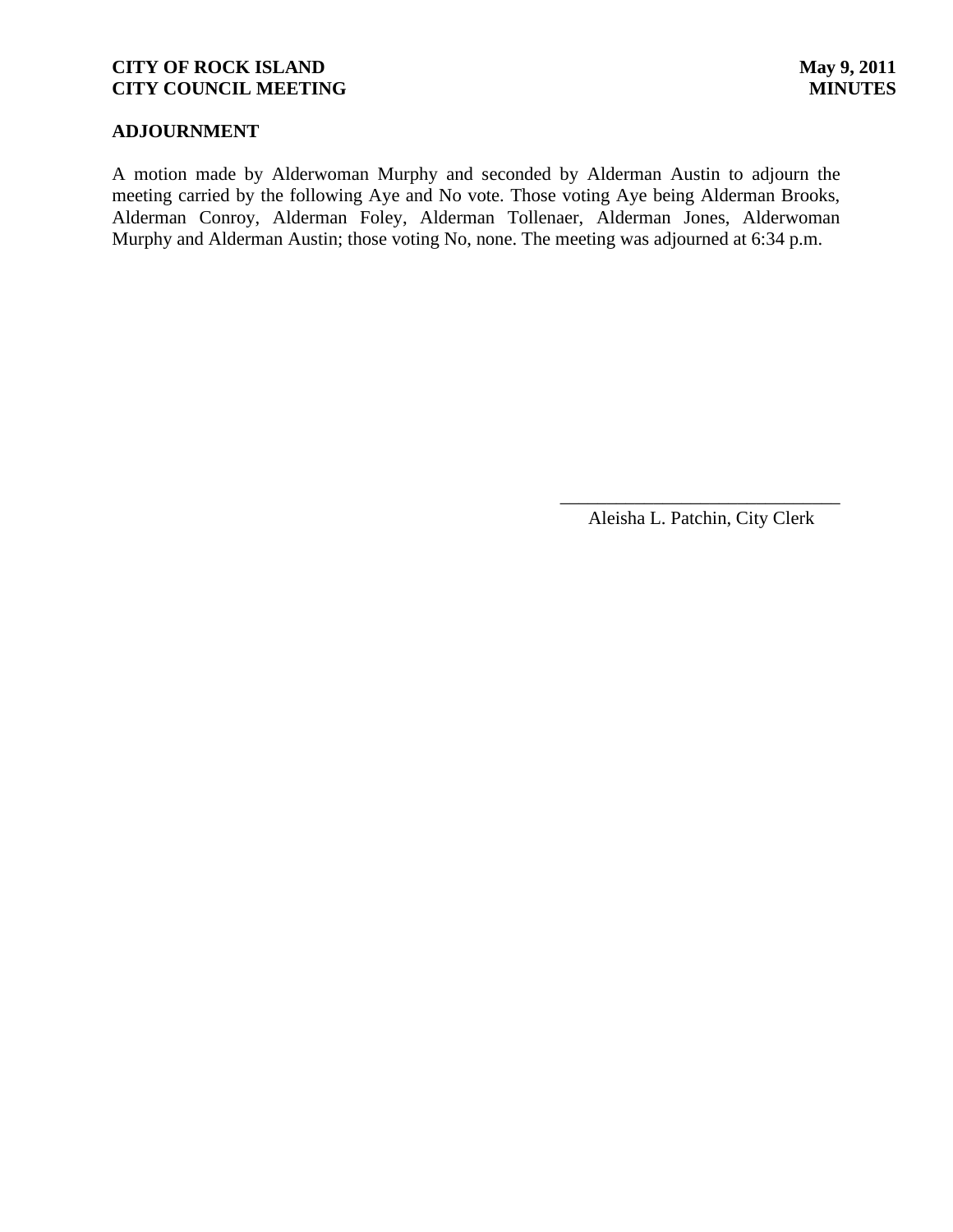## ADJOURNMENT

A motion made by Alderwoman Murphy and seconded by Alderman Austin to adjourn the meeting carried by the following Aye and No vote. Those voting Aye being Alderman Brooks, Alderman Conroy, Alderman Foley, Alderman Tollenaer, Alderman Jones, Alderwoman Murphy and Alderman Austin; those voting No, none. The meeting was adjourned at 6:34 p.m.

______________________________
Aleisha L. Patchin, City Clerk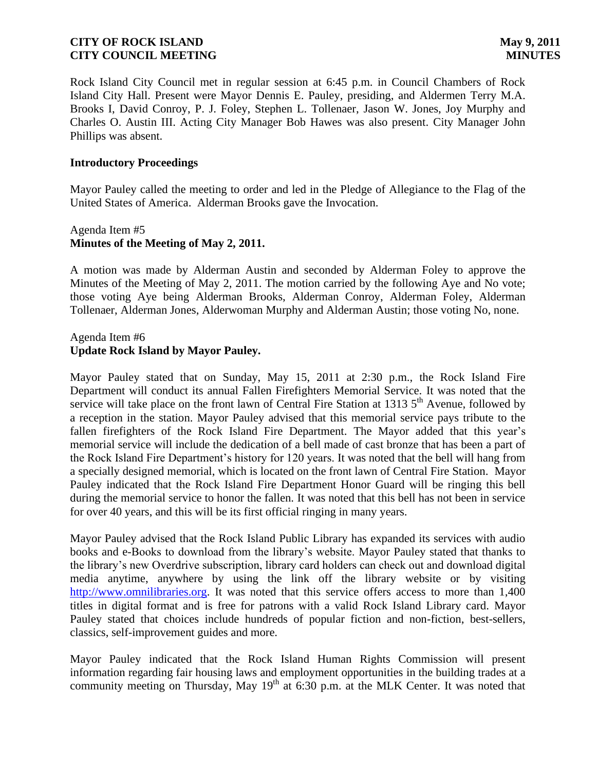Rock Island City Council met in regular session at 6:45 p.m. in Council Chambers of Rock Island City Hall. Present were Mayor Dennis E. Pauley, presiding, and Aldermen Terry M.A. Brooks I, David Conroy, P. J. Foley, Stephen L. Tollenaer, Jason W. Jones, Joy Murphy and Charles O. Austin III. Acting City Manager Bob Hawes was also present. City Manager John Phillips was absent.

**Introductory Proceedings**

Mayor Pauley called the meeting to order and led in the Pledge of Allegiance to the Flag of the United States of America. Alderman Brooks gave the Invocation.

Agenda Item #5
**Minutes of the Meeting of May 2, 2011.**

A motion was made by Alderman Austin and seconded by Alderman Foley to approve the Minutes of the Meeting of May 2, 2011. The motion carried by the following Aye and No vote; those voting Aye being Alderman Brooks, Alderman Conroy, Alderman Foley, Alderman Tollenaer, Alderman Jones, Alderwoman Murphy and Alderman Austin; those voting No, none.

Agenda Item #6
**Update Rock Island by Mayor Pauley.**

Mayor Pauley stated that on Sunday, May 15, 2011 at 2:30 p.m., the Rock Island Fire Department will conduct its annual Fallen Firefighters Memorial Service. It was noted that the service will take place on the front lawn of Central Fire Station at 1313 5th Avenue, followed by a reception in the station. Mayor Pauley advised that this memorial service pays tribute to the fallen firefighters of the Rock Island Fire Department. The Mayor added that this year's memorial service will include the dedication of a bell made of cast bronze that has been a part of the Rock Island Fire Department's history for 120 years. It was noted that the bell will hang from a specially designed memorial, which is located on the front lawn of Central Fire Station. Mayor Pauley indicated that the Rock Island Fire Department Honor Guard will be ringing this bell during the memorial service to honor the fallen. It was noted that this bell has not been in service for over 40 years, and this will be its first official ringing in many years.

Mayor Pauley advised that the Rock Island Public Library has expanded its services with audio books and e-Books to download from the library's website. Mayor Pauley stated that thanks to the library's new Overdrive subscription, library card holders can check out and download digital media anytime, anywhere by using the link off the library website or by visiting http://www.omnilibraries.org. It was noted that this service offers access to more than 1,400 titles in digital format and is free for patrons with a valid Rock Island Library card. Mayor Pauley stated that choices include hundreds of popular fiction and non-fiction, best-sellers, classics, self-improvement guides and more.

Mayor Pauley indicated that the Rock Island Human Rights Commission will present information regarding fair housing laws and employment opportunities in the building trades at a community meeting on Thursday, May 19th at 6:30 p.m. at the MLK Center. It was noted that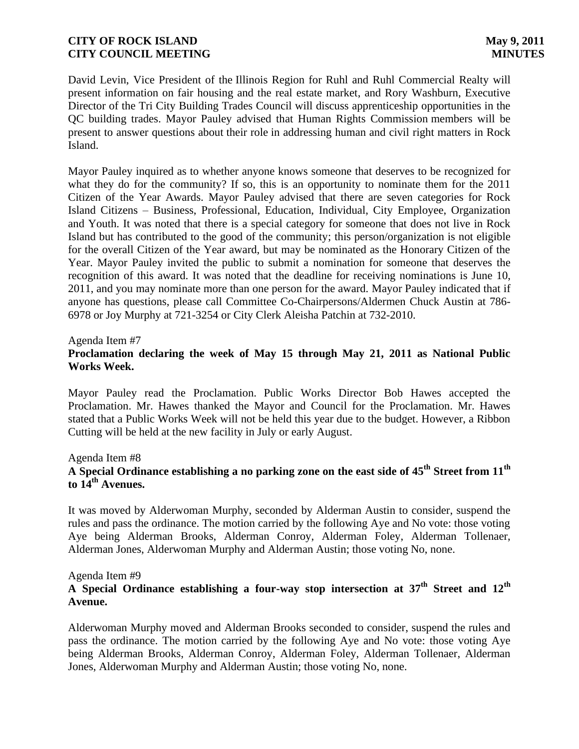David Levin, Vice President of the Illinois Region for Ruhl and Ruhl Commercial Realty will present information on fair housing and the real estate market, and Rory Washburn, Executive Director of the Tri City Building Trades Council will discuss apprenticeship opportunities in the QC building trades. Mayor Pauley advised that Human Rights Commission members will be present to answer questions about their role in addressing human and civil right matters in Rock Island.

Mayor Pauley inquired as to whether anyone knows someone that deserves to be recognized for what they do for the community? If so, this is an opportunity to nominate them for the 2011 Citizen of the Year Awards. Mayor Pauley advised that there are seven categories for Rock Island Citizens – Business, Professional, Education, Individual, City Employee, Organization and Youth. It was noted that there is a special category for someone that does not live in Rock Island but has contributed to the good of the community; this person/organization is not eligible for the overall Citizen of the Year award, but may be nominated as the Honorary Citizen of the Year. Mayor Pauley invited the public to submit a nomination for someone that deserves the recognition of this award. It was noted that the deadline for receiving nominations is June 10, 2011, and you may nominate more than one person for the award. Mayor Pauley indicated that if anyone has questions, please call Committee Co-Chairpersons/Aldermen Chuck Austin at 786-6978 or Joy Murphy at 721-3254 or City Clerk Aleisha Patchin at 732-2010.

Agenda Item #7
**Proclamation declaring the week of May 15 through May 21, 2011 as National Public Works Week.**

Mayor Pauley read the Proclamation. Public Works Director Bob Hawes accepted the Proclamation. Mr. Hawes thanked the Mayor and Council for the Proclamation. Mr. Hawes stated that a Public Works Week will not be held this year due to the budget. However, a Ribbon Cutting will be held at the new facility in July or early August.

Agenda Item #8
**A Special Ordinance establishing a no parking zone on the east side of 45th Street from 11th to 14th Avenues.**

It was moved by Alderwoman Murphy, seconded by Alderman Austin to consider, suspend the rules and pass the ordinance. The motion carried by the following Aye and No vote: those voting Aye being Alderman Brooks, Alderman Conroy, Alderman Foley, Alderman Tollenaer, Alderman Jones, Alderwoman Murphy and Alderman Austin; those voting No, none.

Agenda Item #9
**A Special Ordinance establishing a four-way stop intersection at 37th Street and 12th Avenue.**

Alderwoman Murphy moved and Alderman Brooks seconded to consider, suspend the rules and pass the ordinance. The motion carried by the following Aye and No vote: those voting Aye being Alderman Brooks, Alderman Conroy, Alderman Foley, Alderman Tollenaer, Alderman Jones, Alderwoman Murphy and Alderman Austin; those voting No, none.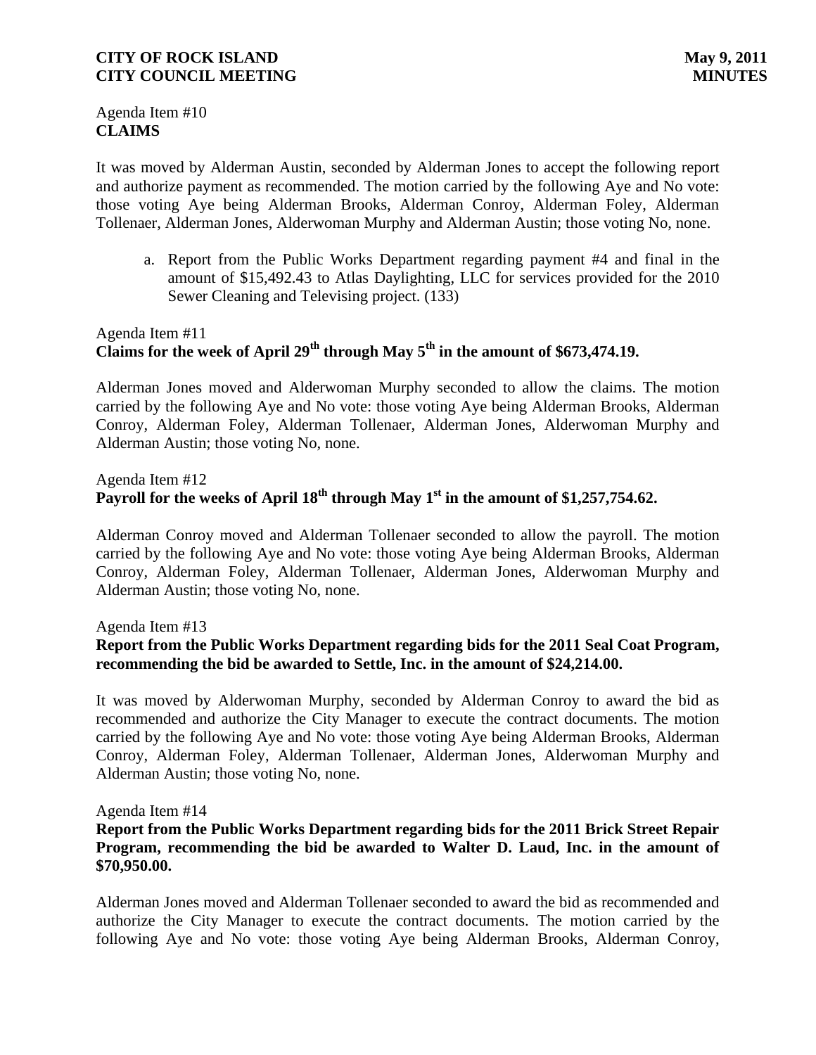Agenda Item #10
**CLAIMS**

It was moved by Alderman Austin, seconded by Alderman Jones to accept the following report and authorize payment as recommended. The motion carried by the following Aye and No vote: those voting Aye being Alderman Brooks, Alderman Conroy, Alderman Foley, Alderman Tollenaer, Alderman Jones, Alderwoman Murphy and Alderman Austin; those voting No, none.

a. Report from the Public Works Department regarding payment #4 and final in the amount of $15,492.43 to Atlas Daylighting, LLC for services provided for the 2010 Sewer Cleaning and Televising project. (133)

Agenda Item #11
**Claims for the week of April 29th through May 5th in the amount of $673,474.19.**

Alderman Jones moved and Alderwoman Murphy seconded to allow the claims. The motion carried by the following Aye and No vote: those voting Aye being Alderman Brooks, Alderman Conroy, Alderman Foley, Alderman Tollenaer, Alderman Jones, Alderwoman Murphy and Alderman Austin; those voting No, none.

Agenda Item #12
**Payroll for the weeks of April 18th through May 1st in the amount of $1,257,754.62.**

Alderman Conroy moved and Alderman Tollenaer seconded to allow the payroll. The motion carried by the following Aye and No vote: those voting Aye being Alderman Brooks, Alderman Conroy, Alderman Foley, Alderman Tollenaer, Alderman Jones, Alderwoman Murphy and Alderman Austin; those voting No, none.

Agenda Item #13
**Report from the Public Works Department regarding bids for the 2011 Seal Coat Program, recommending the bid be awarded to Settle, Inc. in the amount of $24,214.00.**

It was moved by Alderwoman Murphy, seconded by Alderman Conroy to award the bid as recommended and authorize the City Manager to execute the contract documents. The motion carried by the following Aye and No vote: those voting Aye being Alderman Brooks, Alderman Conroy, Alderman Foley, Alderman Tollenaer, Alderman Jones, Alderwoman Murphy and Alderman Austin; those voting No, none.

Agenda Item #14
**Report from the Public Works Department regarding bids for the 2011 Brick Street Repair Program, recommending the bid be awarded to Walter D. Laud, Inc. in the amount of $70,950.00.**

Alderman Jones moved and Alderman Tollenaer seconded to award the bid as recommended and authorize the City Manager to execute the contract documents. The motion carried by the following Aye and No vote: those voting Aye being Alderman Brooks, Alderman Conroy,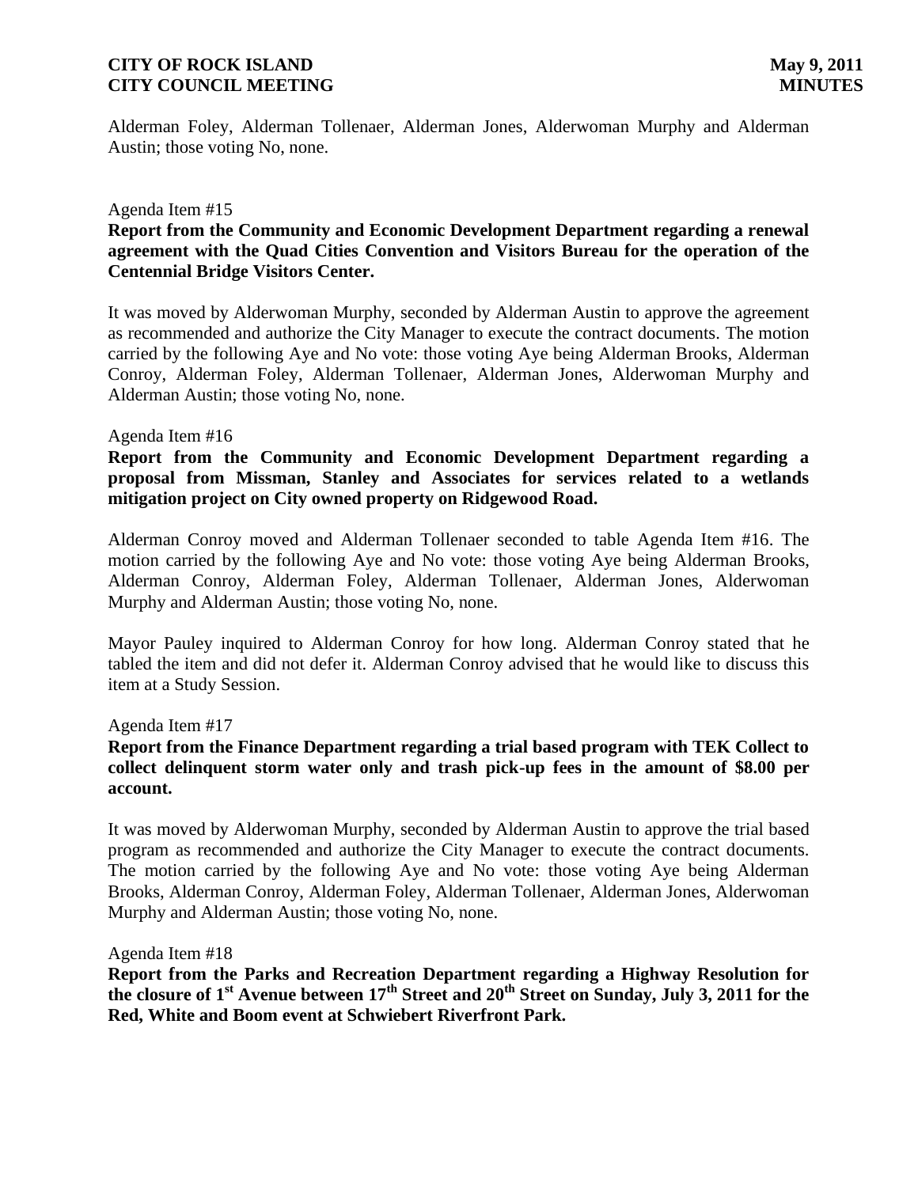Alderman Foley, Alderman Tollenaer, Alderman Jones, Alderwoman Murphy and Alderman Austin; those voting No, none.

Agenda Item #15

**Report from the Community and Economic Development Department regarding a renewal agreement with the Quad Cities Convention and Visitors Bureau for the operation of the Centennial Bridge Visitors Center.**

It was moved by Alderwoman Murphy, seconded by Alderman Austin to approve the agreement as recommended and authorize the City Manager to execute the contract documents. The motion carried by the following Aye and No vote: those voting Aye being Alderman Brooks, Alderman Conroy, Alderman Foley, Alderman Tollenaer, Alderman Jones, Alderwoman Murphy and Alderman Austin; those voting No, none.

Agenda Item #16

**Report from the Community and Economic Development Department regarding a proposal from Missman, Stanley and Associates for services related to a wetlands mitigation project on City owned property on Ridgewood Road.**

Alderman Conroy moved and Alderman Tollenaer seconded to table Agenda Item #16. The motion carried by the following Aye and No vote: those voting Aye being Alderman Brooks, Alderman Conroy, Alderman Foley, Alderman Tollenaer, Alderman Jones, Alderwoman Murphy and Alderman Austin; those voting No, none.

Mayor Pauley inquired to Alderman Conroy for how long. Alderman Conroy stated that he tabled the item and did not defer it. Alderman Conroy advised that he would like to discuss this item at a Study Session.

Agenda Item #17

**Report from the Finance Department regarding a trial based program with TEK Collect to collect delinquent storm water only and trash pick-up fees in the amount of $8.00 per account.**

It was moved by Alderwoman Murphy, seconded by Alderman Austin to approve the trial based program as recommended and authorize the City Manager to execute the contract documents. The motion carried by the following Aye and No vote: those voting Aye being Alderman Brooks, Alderman Conroy, Alderman Foley, Alderman Tollenaer, Alderman Jones, Alderwoman Murphy and Alderman Austin; those voting No, none.

Agenda Item #18

**Report from the Parks and Recreation Department regarding a Highway Resolution for the closure of 1st Avenue between 17th Street and 20th Street on Sunday, July 3, 2011 for the Red, White and Boom event at Schwiebert Riverfront Park.**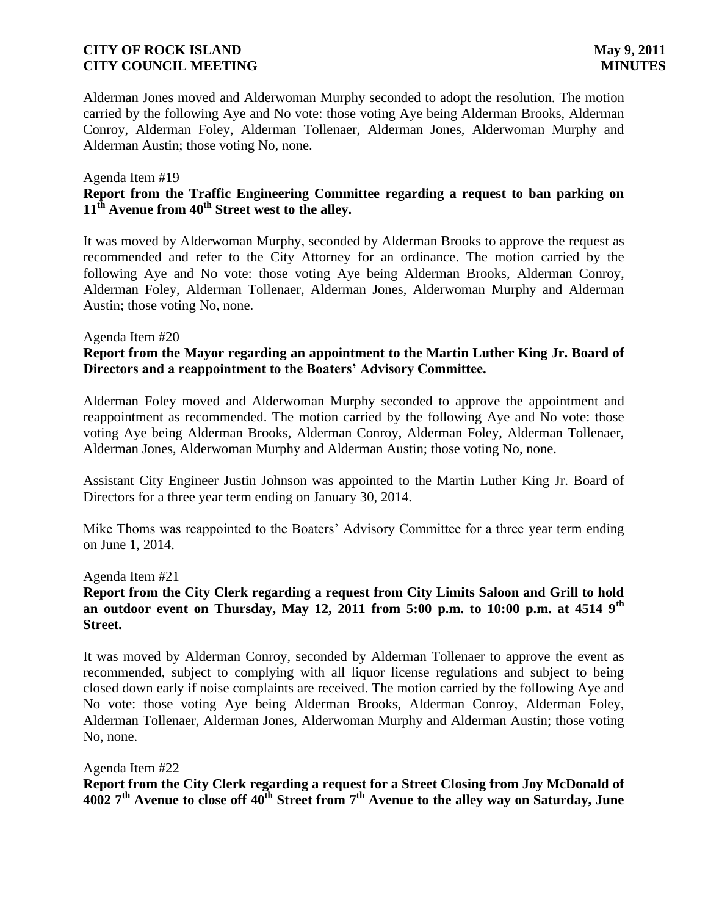Alderman Jones moved and Alderwoman Murphy seconded to adopt the resolution. The motion carried by the following Aye and No vote: those voting Aye being Alderman Brooks, Alderman Conroy, Alderman Foley, Alderman Tollenaer, Alderman Jones, Alderwoman Murphy and Alderman Austin; those voting No, none.

Agenda Item #19

**Report from the Traffic Engineering Committee regarding a request to ban parking on 11th Avenue from 40th Street west to the alley.**

It was moved by Alderwoman Murphy, seconded by Alderman Brooks to approve the request as recommended and refer to the City Attorney for an ordinance. The motion carried by the following Aye and No vote: those voting Aye being Alderman Brooks, Alderman Conroy, Alderman Foley, Alderman Tollenaer, Alderman Jones, Alderwoman Murphy and Alderman Austin; those voting No, none.

Agenda Item #20

**Report from the Mayor regarding an appointment to the Martin Luther King Jr. Board of Directors and a reappointment to the Boaters' Advisory Committee.**

Alderman Foley moved and Alderwoman Murphy seconded to approve the appointment and reappointment as recommended. The motion carried by the following Aye and No vote: those voting Aye being Alderman Brooks, Alderman Conroy, Alderman Foley, Alderman Tollenaer, Alderman Jones, Alderwoman Murphy and Alderman Austin; those voting No, none.

Assistant City Engineer Justin Johnson was appointed to the Martin Luther King Jr. Board of Directors for a three year term ending on January 30, 2014.

Mike Thoms was reappointed to the Boaters' Advisory Committee for a three year term ending on June 1, 2014.

Agenda Item #21

**Report from the City Clerk regarding a request from City Limits Saloon and Grill to hold an outdoor event on Thursday, May 12, 2011 from 5:00 p.m. to 10:00 p.m. at 4514 9th Street.**

It was moved by Alderman Conroy, seconded by Alderman Tollenaer to approve the event as recommended, subject to complying with all liquor license regulations and subject to being closed down early if noise complaints are received. The motion carried by the following Aye and No vote: those voting Aye being Alderman Brooks, Alderman Conroy, Alderman Foley, Alderman Tollenaer, Alderman Jones, Alderwoman Murphy and Alderman Austin; those voting No, none.

Agenda Item #22

**Report from the City Clerk regarding a request for a Street Closing from Joy McDonald of 4002 7th Avenue to close off 40th Street from 7th Avenue to the alley way on Saturday, June**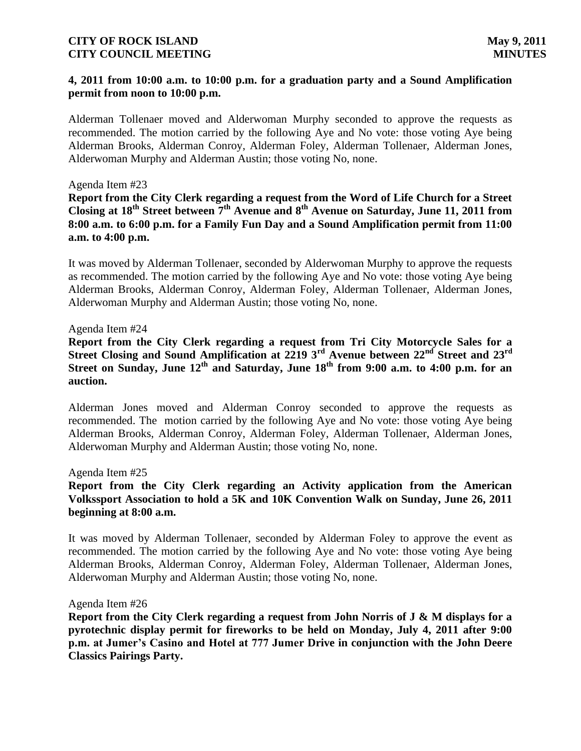**4, 2011 from 10:00 a.m. to 10:00 p.m. for a graduation party and a Sound Amplification permit from noon to 10:00 p.m.**

Alderman Tollenaer moved and Alderwoman Murphy seconded to approve the requests as recommended. The motion carried by the following Aye and No vote: those voting Aye being Alderman Brooks, Alderman Conroy, Alderman Foley, Alderman Tollenaer, Alderman Jones, Alderwoman Murphy and Alderman Austin; those voting No, none.

Agenda Item #23

**Report from the City Clerk regarding a request from the Word of Life Church for a Street Closing at 18th Street between 7th Avenue and 8th Avenue on Saturday, June 11, 2011 from 8:00 a.m. to 6:00 p.m. for a Family Fun Day and a Sound Amplification permit from 11:00 a.m. to 4:00 p.m.**

It was moved by Alderman Tollenaer, seconded by Alderwoman Murphy to approve the requests as recommended. The motion carried by the following Aye and No vote: those voting Aye being Alderman Brooks, Alderman Conroy, Alderman Foley, Alderman Tollenaer, Alderman Jones, Alderwoman Murphy and Alderman Austin; those voting No, none.

Agenda Item #24

**Report from the City Clerk regarding a request from Tri City Motorcycle Sales for a Street Closing and Sound Amplification at 2219 3rd Avenue between 22nd Street and 23rd Street on Sunday, June 12th and Saturday, June 18th from 9:00 a.m. to 4:00 p.m. for an auction.**

Alderman Jones moved and Alderman Conroy seconded to approve the requests as recommended. The motion carried by the following Aye and No vote: those voting Aye being Alderman Brooks, Alderman Conroy, Alderman Foley, Alderman Tollenaer, Alderman Jones, Alderwoman Murphy and Alderman Austin; those voting No, none.

Agenda Item #25

**Report from the City Clerk regarding an Activity application from the American Volkssport Association to hold a 5K and 10K Convention Walk on Sunday, June 26, 2011 beginning at 8:00 a.m.**

It was moved by Alderman Tollenaer, seconded by Alderman Foley to approve the event as recommended. The motion carried by the following Aye and No vote: those voting Aye being Alderman Brooks, Alderman Conroy, Alderman Foley, Alderman Tollenaer, Alderman Jones, Alderwoman Murphy and Alderman Austin; those voting No, none.

Agenda Item #26

**Report from the City Clerk regarding a request from John Norris of J & M displays for a pyrotechnic display permit for fireworks to be held on Monday, July 4, 2011 after 9:00 p.m. at Jumer's Casino and Hotel at 777 Jumer Drive in conjunction with the John Deere Classics Pairings Party.**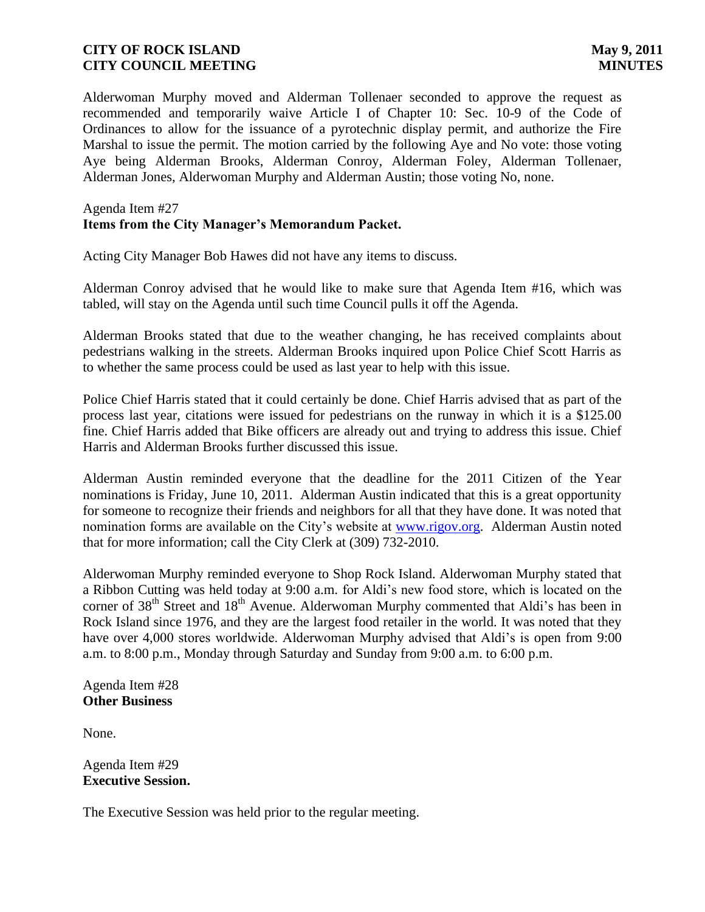Alderwoman Murphy moved and Alderman Tollenaer seconded to approve the request as recommended and temporarily waive Article I of Chapter 10: Sec. 10-9 of the Code of Ordinances to allow for the issuance of a pyrotechnic display permit, and authorize the Fire Marshal to issue the permit. The motion carried by the following Aye and No vote: those voting Aye being Alderman Brooks, Alderman Conroy, Alderman Foley, Alderman Tollenaer, Alderman Jones, Alderwoman Murphy and Alderman Austin; those voting No, none.

Agenda Item #27
**Items from the City Manager's Memorandum Packet.**

Acting City Manager Bob Hawes did not have any items to discuss.

Alderman Conroy advised that he would like to make sure that Agenda Item #16, which was tabled, will stay on the Agenda until such time Council pulls it off the Agenda.

Alderman Brooks stated that due to the weather changing, he has received complaints about pedestrians walking in the streets. Alderman Brooks inquired upon Police Chief Scott Harris as to whether the same process could be used as last year to help with this issue.

Police Chief Harris stated that it could certainly be done. Chief Harris advised that as part of the process last year, citations were issued for pedestrians on the runway in which it is a $125.00 fine. Chief Harris added that Bike officers are already out and trying to address this issue. Chief Harris and Alderman Brooks further discussed this issue.

Alderman Austin reminded everyone that the deadline for the 2011 Citizen of the Year nominations is Friday, June 10, 2011. Alderman Austin indicated that this is a great opportunity for someone to recognize their friends and neighbors for all that they have done. It was noted that nomination forms are available on the City's website at www.rigov.org. Alderman Austin noted that for more information; call the City Clerk at (309) 732-2010.

Alderwoman Murphy reminded everyone to Shop Rock Island. Alderwoman Murphy stated that a Ribbon Cutting was held today at 9:00 a.m. for Aldi's new food store, which is located on the corner of 38th Street and 18th Avenue. Alderwoman Murphy commented that Aldi's has been in Rock Island since 1976, and they are the largest food retailer in the world. It was noted that they have over 4,000 stores worldwide. Alderwoman Murphy advised that Aldi's is open from 9:00 a.m. to 8:00 p.m., Monday through Saturday and Sunday from 9:00 a.m. to 6:00 p.m.

Agenda Item #28
**Other Business**

None.

Agenda Item #29
**Executive Session.**

The Executive Session was held prior to the regular meeting.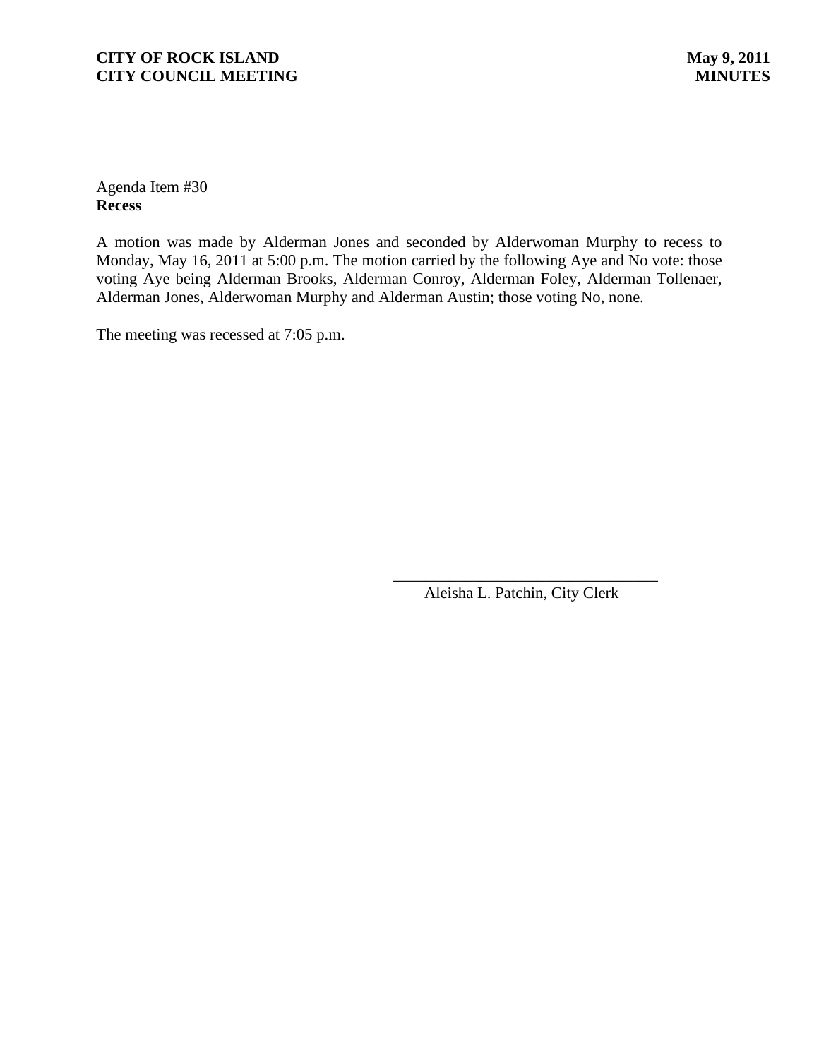Agenda Item #30
**Recess**

A motion was made by Alderman Jones and seconded by Alderwoman Murphy to recess to Monday, May 16, 2011 at 5:00 p.m. The motion carried by the following Aye and No vote: those voting Aye being Alderman Brooks, Alderman Conroy, Alderman Foley, Alderman Tollenaer, Alderman Jones, Alderwoman Murphy and Alderman Austin; those voting No, none.

The meeting was recessed at 7:05 p.m.

\_\_\_\_\_\_\_\_\_\_\_\_\_\_\_\_\_\_\_\_\_\_\_\_\_\_\_\_\_\_\_\_

Aleisha L. Patchin, City Clerk